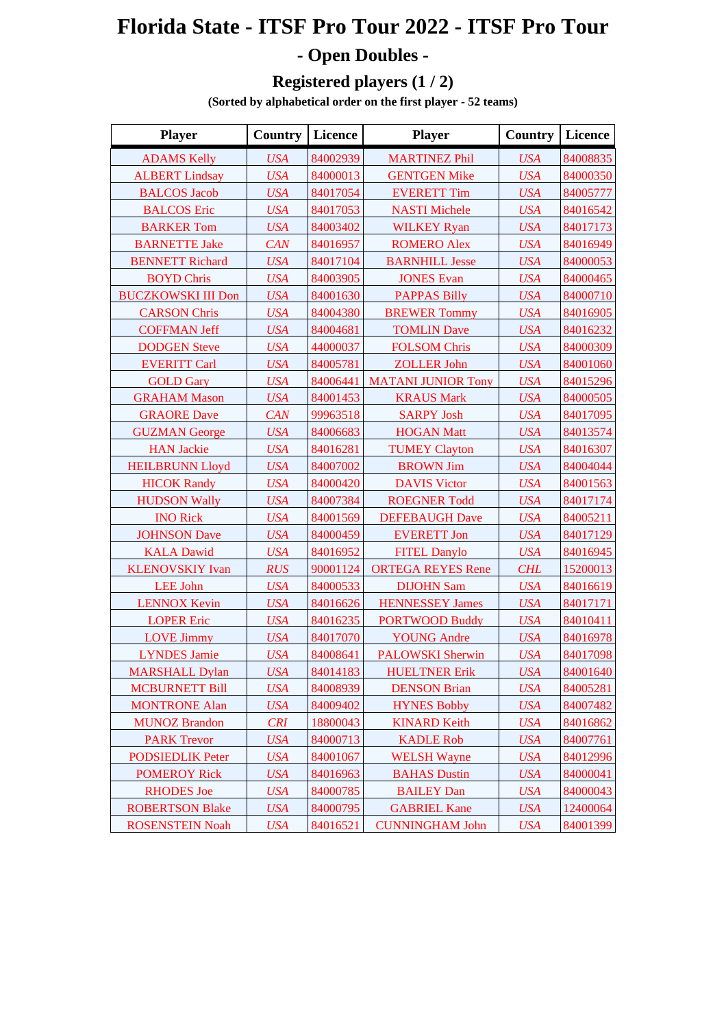# Florida State - ITSF Pro Tour 2022 - ITSF Pro Tour

## - Open Doubles -

### Registered players (1 / 2)

**(Sorted by alphabetical order on the first player - 52 teams)**

| Player | Country | Licence | Player | Country | Licence |
|---|---|---|---|---|---|
| ADAMS Kelly | *USA* | 84002939 | MARTINEZ Phil | *USA* | 84008835 |
| ALBERT Lindsay | *USA* | 84000013 | GENTGEN Mike | *USA* | 84000350 |
| BALCOS Jacob | *USA* | 84017054 | EVERETT Tim | *USA* | 84005777 |
| BALCOS Eric | *USA* | 84017053 | NASTI Michele | *USA* | 84016542 |
| BARKER Tom | *USA* | 84003402 | WILKEY Ryan | *USA* | 84017173 |
| BARNETTE Jake | *CAN* | 84016957 | ROMERO Alex | *USA* | 84016949 |
| BENNETT Richard | *USA* | 84017104 | BARNHILL Jesse | *USA* | 84000053 |
| BOYD Chris | *USA* | 84003905 | JONES Evan | *USA* | 84000465 |
| BUCZKOWSKI III Don | *USA* | 84001630 | PAPPAS Billy | *USA* | 84000710 |
| CARSON Chris | *USA* | 84004380 | BREWER Tommy | *USA* | 84016905 |
| COFFMAN Jeff | *USA* | 84004681 | TOMLIN Dave | *USA* | 84016232 |
| DODGEN Steve | *USA* | 44000037 | FOLSOM Chris | *USA* | 84000309 |
| EVERITT Carl | *USA* | 84005781 | ZOLLER John | *USA* | 84001060 |
| GOLD Gary | *USA* | 84006441 | MATANI JUNIOR Tony | *USA* | 84015296 |
| GRAHAM Mason | *USA* | 84001453 | KRAUS Mark | *USA* | 84000505 |
| GRAORE Dave | *CAN* | 99963518 | SARPY Josh | *USA* | 84017095 |
| GUZMAN George | *USA* | 84006683 | HOGAN Matt | *USA* | 84013574 |
| HAN Jackie | *USA* | 84016281 | TUMEY Clayton | *USA* | 84016307 |
| HEILBRUNN Lloyd | *USA* | 84007002 | BROWN Jim | *USA* | 84004044 |
| HICOK Randy | *USA* | 84000420 | DAVIS Victor | *USA* | 84001563 |
| HUDSON Wally | *USA* | 84007384 | ROEGNER Todd | *USA* | 84017174 |
| INO Rick | *USA* | 84001569 | DEFEBAUGH Dave | *USA* | 84005211 |
| JOHNSON Dave | *USA* | 84000459 | EVERETT Jon | *USA* | 84017129 |
| KALA Dawid | *USA* | 84016952 | FITEL Danylo | *USA* | 84016945 |
| KLENOVSKIY Ivan | *RUS* | 90001124 | ORTEGA REYES Rene | *CHL* | 15200013 |
| LEE John | *USA* | 84000533 | DIJOHN Sam | *USA* | 84016619 |
| LENNOX Kevin | *USA* | 84016626 | HENNESSEY James | *USA* | 84017171 |
| LOPER Eric | *USA* | 84016235 | PORTWOOD Buddy | *USA* | 84010411 |
| LOVE Jimmy | *USA* | 84017070 | YOUNG Andre | *USA* | 84016978 |
| LYNDES Jamie | *USA* | 84008641 | PALOWSKI Sherwin | *USA* | 84017098 |
| MARSHALL Dylan | *USA* | 84014183 | HUELTNER Erik | *USA* | 84001640 |
| MCBURNETT Bill | *USA* | 84008939 | DENSON Brian | *USA* | 84005281 |
| MONTRONE Alan | *USA* | 84009402 | HYNES Bobby | *USA* | 84007482 |
| MUNOZ Brandon | *CRI* | 18800043 | KINARD Keith | *USA* | 84016862 |
| PARK Trevor | *USA* | 84000713 | KADLE Rob | *USA* | 84007761 |
| PODSIEDLIK Peter | *USA* | 84001067 | WELSH Wayne | *USA* | 84012996 |
| POMEROY Rick | *USA* | 84016963 | BAHAS Dustin | *USA* | 84000041 |
| RHODES Joe | *USA* | 84000785 | BAILEY Dan | *USA* | 84000043 |
| ROBERTSON Blake | *USA* | 84000795 | GABRIEL Kane | *USA* | 12400064 |
| ROSENSTEIN Noah | *USA* | 84016521 | CUNNINGHAM John | *USA* | 84001399 |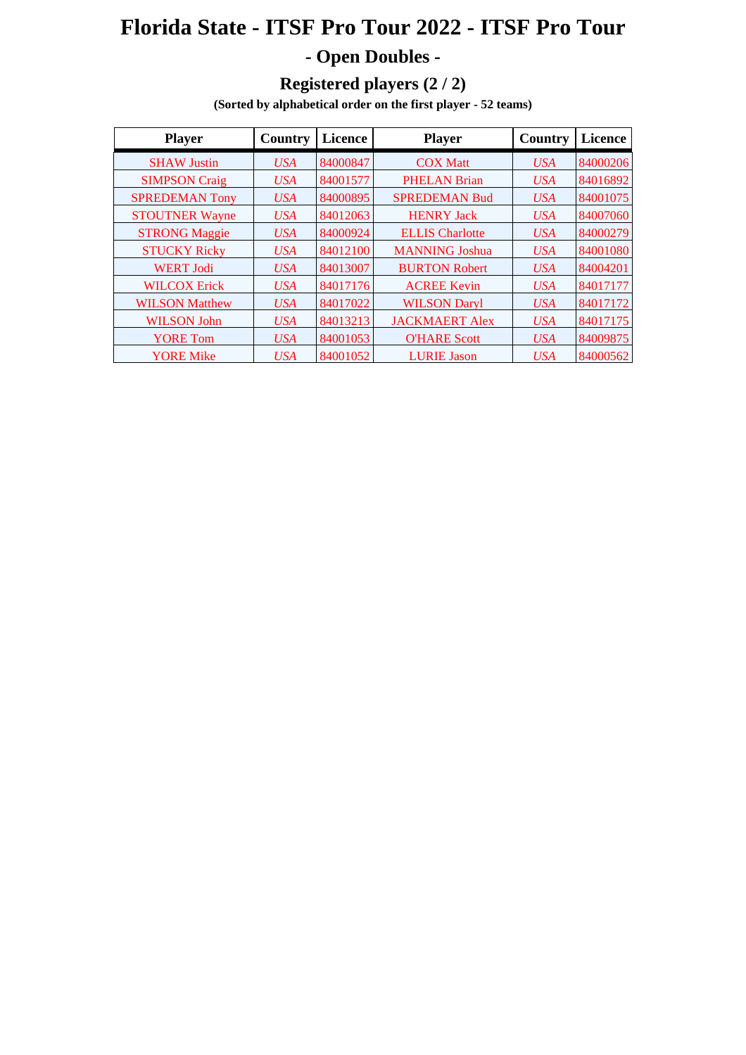# Florida State - ITSF Pro Tour 2022 - ITSF Pro Tour

## - Open Doubles -

### Registered players (2 / 2)

**(Sorted by alphabetical order on the first player - 52 teams)**

| Player | Country | Licence | Player | Country | Licence |
|---|---|---|---|---|---|
| SHAW Justin | *USA* | 84000847 | COX Matt | *USA* | 84000206 |
| SIMPSON Craig | *USA* | 84001577 | PHELAN Brian | *USA* | 84016892 |
| SPREDEMAN Tony | *USA* | 84000895 | SPREDEMAN Bud | *USA* | 84001075 |
| STOUTNER Wayne | *USA* | 84012063 | HENRY Jack | *USA* | 84007060 |
| STRONG Maggie | *USA* | 84000924 | ELLIS Charlotte | *USA* | 84000279 |
| STUCKY Ricky | *USA* | 84012100 | MANNING Joshua | *USA* | 84001080 |
| WERT Jodi | *USA* | 84013007 | BURTON Robert | *USA* | 84004201 |
| WILCOX Erick | *USA* | 84017176 | ACREE Kevin | *USA* | 84017177 |
| WILSON Matthew | *USA* | 84017022 | WILSON Daryl | *USA* | 84017172 |
| WILSON John | *USA* | 84013213 | JACKMAERT Alex | *USA* | 84017175 |
| YORE Tom | *USA* | 84001053 | O'HARE Scott | *USA* | 84009875 |
| YORE Mike | *USA* | 84001052 | LURIE Jason | *USA* | 84000562 |